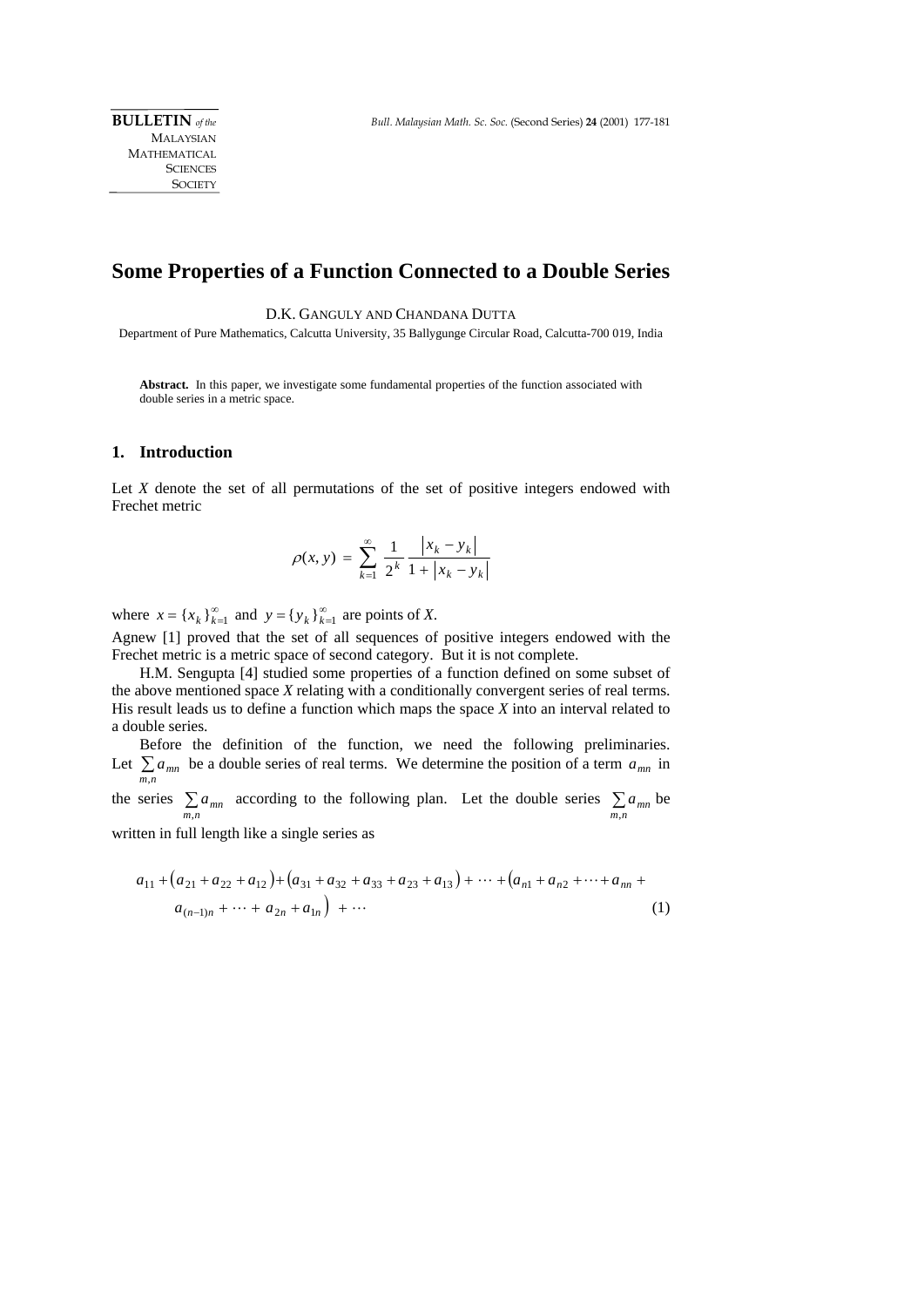# Some Properties of a Function Connected to a Double Series

D.K. GANGULY AND CHANDANA DUTTA

Department of Pure Mathematics, Calcutta University, 35 Ballygunge Circular Road, Calcutta-700 019, India

**Abstract.** In this paper, we investigate some fundamental properties of the function associated with double series in a metric space.

## 1. Introduction

Let $X$ denote the set of all permutations of the set of positive integers endowed with Frechet metric

$$\rho(x, y) = \sum_{k=1}^{\infty} \frac{1}{2^k} \frac{|x_k - y_k|}{1 + |x_k - y_k|}$$

where $x = \{x_k\}_{k=1}^{\infty}$ and $y = \{y_k\}_{k=1}^{\infty}$ are points of $X$.

Agnew [1] proved that the set of all sequences of positive integers endowed with the Frechet metric is a metric space of second category. But it is not complete.

H.M. Sengupta [4] studied some properties of a function defined on some subset of the above mentioned space $X$ relating with a conditionally convergent series of real terms. His result leads us to define a function which maps the space $X$ into an interval related to a double series.

Before the definition of the function, we need the following preliminaries. Let $\sum_{m,n} a_{mn}$ be a double series of real terms. We determine the position of a term $a_{mn}$ in the series $\sum_{m,n} a_{mn}$ according to the following plan. Let the double series $\sum_{m,n} a_{mn}$ be written in full length like a single series as

$$a_{11} + (a_{21} + a_{22} + a_{12}) + (a_{31} + a_{32} + a_{33} + a_{23} + a_{13}) + \cdots + (a_{n1} + a_{n2} + \cdots + a_{nn} + a_{(n-1)n} + \cdots + a_{2n} + a_{1n}) + \cdots \tag{1}$$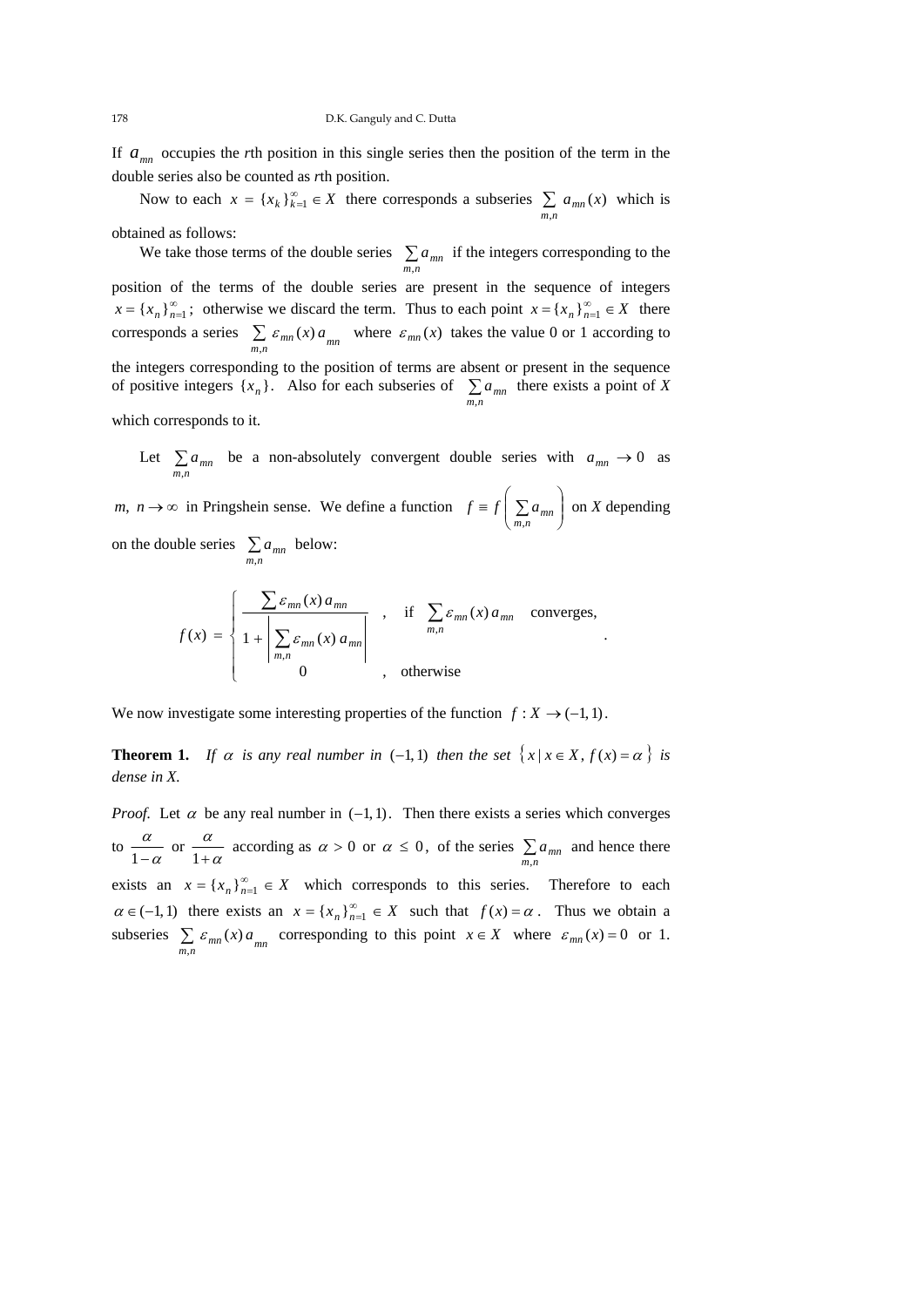If $a_{mn}$ occupies the $r$th position in this single series then the position of the term in the double series also be counted as $r$th position.

Now to each $x = \{x_k\}_{k=1}^{\infty} \in X$ there corresponds a subseries $\sum_{m,n} a_{mn}(x)$ which is obtained as follows:

We take those terms of the double series $\sum_{m,n} a_{mn}$ if the integers corresponding to the position of the terms of the double series are present in the sequence of integers $x = \{x_n\}_{n=1}^{\infty}$; otherwise we discard the term. Thus to each point $x = \{x_n\}_{n=1}^{\infty} \in X$ there corresponds a series $\sum_{m,n} \varepsilon_{mn}(x)\, a_{mn}$ where $\varepsilon_{mn}(x)$ takes the value 0 or 1 according to the integers corresponding to the position of terms are absent or present in the sequence of positive integers $\{x_n\}$. Also for each subseries of $\sum_{m,n} a_{mn}$ there exists a point of $X$ which corresponds to it.

Let $\sum_{m,n} a_{mn}$ be a non-absolutely convergent double series with $a_{mn} \to 0$ as $m, n \to \infty$ in Pringshein sense. We define a function $f \equiv f\left(\sum_{m,n} a_{mn}\right)$ on $X$ depending on the double series $\sum_{m,n} a_{mn}$ below:

$$f(x) = \begin{cases} \dfrac{\sum \varepsilon_{mn}(x)\, a_{mn}}{1 + \left|\sum_{m,n} \varepsilon_{mn}(x)\, a_{mn}\right|} & , \quad \text{if } \sum_{m,n} \varepsilon_{mn}(x)\, a_{mn} \quad \text{converges,} \\ 0 & , \quad \text{otherwise} \end{cases}.$$

We now investigate some interesting properties of the function $f : X \to (-1, 1)$.

**Theorem 1.** *If $\alpha$ is any real number in $(-1, 1)$ then the set $\{x \mid x \in X,\, f(x) = \alpha\}$ is dense in X.*

*Proof.* Let $\alpha$ be any real number in $(-1, 1)$. Then there exists a series which converges to $\dfrac{\alpha}{1-\alpha}$ or $\dfrac{\alpha}{1+\alpha}$ according as $\alpha > 0$ or $\alpha \leq 0$, of the series $\sum_{m,n} a_{mn}$ and hence there exists an $x = \{x_n\}_{n=1}^{\infty} \in X$ which corresponds to this series. Therefore to each $\alpha \in (-1, 1)$ there exists an $x = \{x_n\}_{n=1}^{\infty} \in X$ such that $f(x) = \alpha$. Thus we obtain a subseries $\sum_{m,n} \varepsilon_{mn}(x)\, a_{mn}$ corresponding to this point $x \in X$ where $\varepsilon_{mn}(x) = 0$ or 1.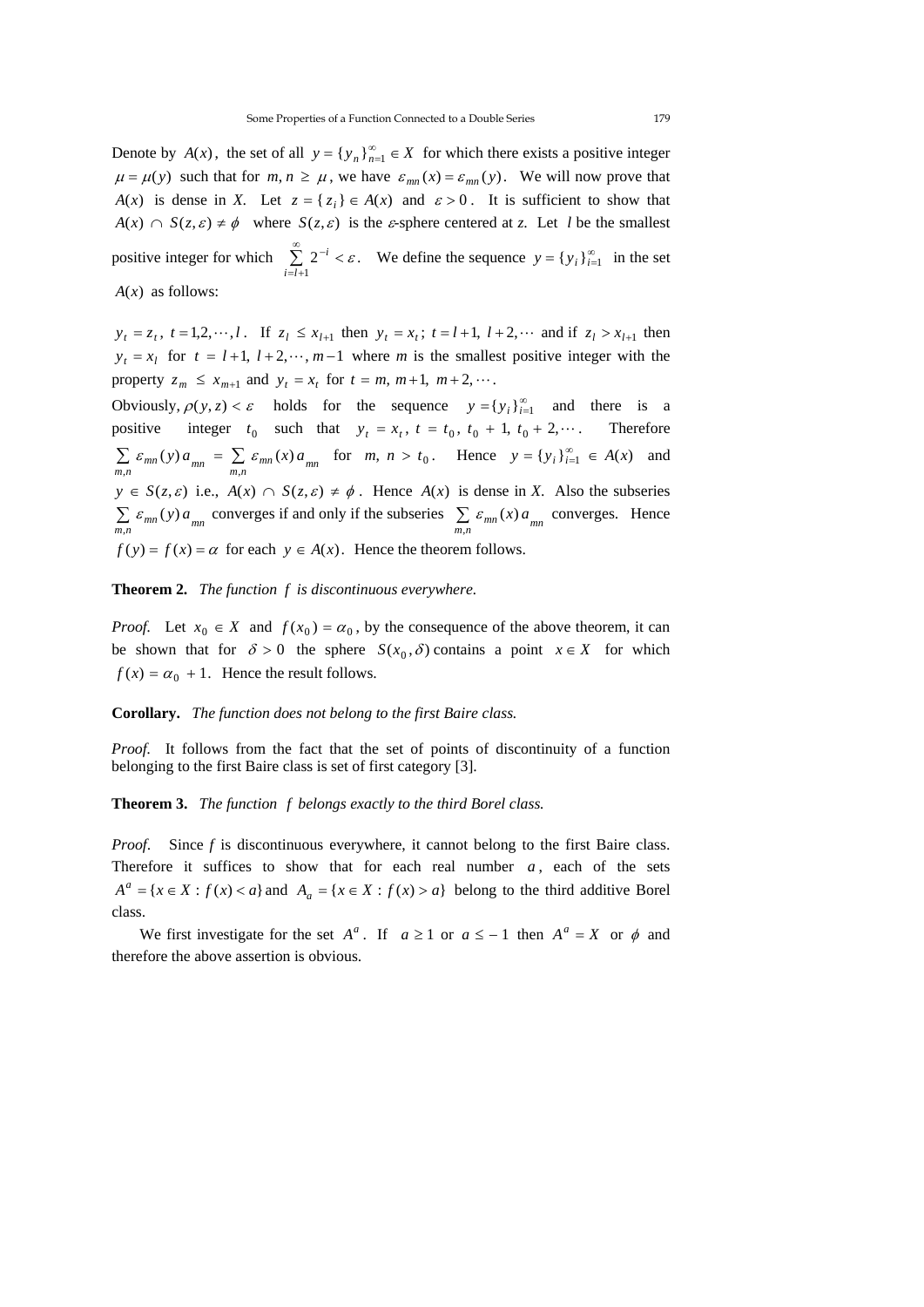Denote by $A(x)$, the set of all $y = \{y_n\}_{n=1}^{\infty} \in X$ for which there exists a positive integer $\mu = \mu(y)$ such that for $m, n \geq \mu$, we have $\varepsilon_{mn}(x) = \varepsilon_{mn}(y)$. We will now prove that $A(x)$ is dense in *X*. Let $z = \{z_i\} \in A(x)$ and $\varepsilon > 0$. It is sufficient to show that $A(x) \cap S(z, \varepsilon) \neq \phi$ where $S(z, \varepsilon)$ is the $\varepsilon$-sphere centered at *z*. Let *l* be the smallest positive integer for which $\sum_{i=l+1}^{\infty} 2^{-i} < \varepsilon$. We define the sequence $y = \{y_i\}_{i=1}^{\infty}$ in the set $A(x)$ as follows:

$y_t = z_t$, $t = 1, 2, \cdots, l$. If $z_l \leq x_{l+1}$ then $y_t = x_t$; $t = l+1, l+2, \cdots$ and if $z_l > x_{l+1}$ then $y_t = x_l$ for $t = l+1, l+2, \cdots, m-1$ where *m* is the smallest positive integer with the property $z_m \leq x_{m+1}$ and $y_t = x_t$ for $t = m, m+1, m+2, \cdots$.

Obviously, $\rho(y, z) < \varepsilon$ holds for the sequence $y = \{y_i\}_{i=1}^{\infty}$ and there is a positive integer $t_0$ such that $y_t = x_t$, $t = t_0, t_0 + 1, t_0 + 2, \cdots$. Therefore $\sum_{m,n} \varepsilon_{mn}(y) a_{mn} = \sum_{m,n} \varepsilon_{mn}(x) a_{mn}$ for $m, n > t_0$. Hence $y = \{y_i\}_{i=1}^{\infty} \in A(x)$ and $y \in S(z, \varepsilon)$ i.e., $A(x) \cap S(z, \varepsilon) \neq \phi$. Hence $A(x)$ is dense in *X*. Also the subseries $\sum_{m,n} \varepsilon_{mn}(y) a_{mn}$ converges if and only if the subseries $\sum_{m,n} \varepsilon_{mn}(x) a_{mn}$ converges. Hence $f(y) = f(x) = \alpha$ for each $y \in A(x)$. Hence the theorem follows.

**Theorem 2.** *The function f is discontinuous everywhere.*

*Proof.* Let $x_0 \in X$ and $f(x_0) = \alpha_0$, by the consequence of the above theorem, it can be shown that for $\delta > 0$ the sphere $S(x_0, \delta)$ contains a point $x \in X$ for which $f(x) = \alpha_0 + 1$. Hence the result follows.

**Corollary.** *The function does not belong to the first Baire class.*

*Proof.* It follows from the fact that the set of points of discontinuity of a function belonging to the first Baire class is set of first category [3].

**Theorem 3.** *The function f belongs exactly to the third Borel class.*

*Proof.* Since *f* is discontinuous everywhere, it cannot belong to the first Baire class. Therefore it suffices to show that for each real number $a$, each of the sets $A^a = \{x \in X : f(x) < a\}$ and $A_a = \{x \in X : f(x) > a\}$ belong to the third additive Borel class.

We first investigate for the set $A^a$. If $a \geq 1$ or $a \leq -1$ then $A^a = X$ or $\phi$ and therefore the above assertion is obvious.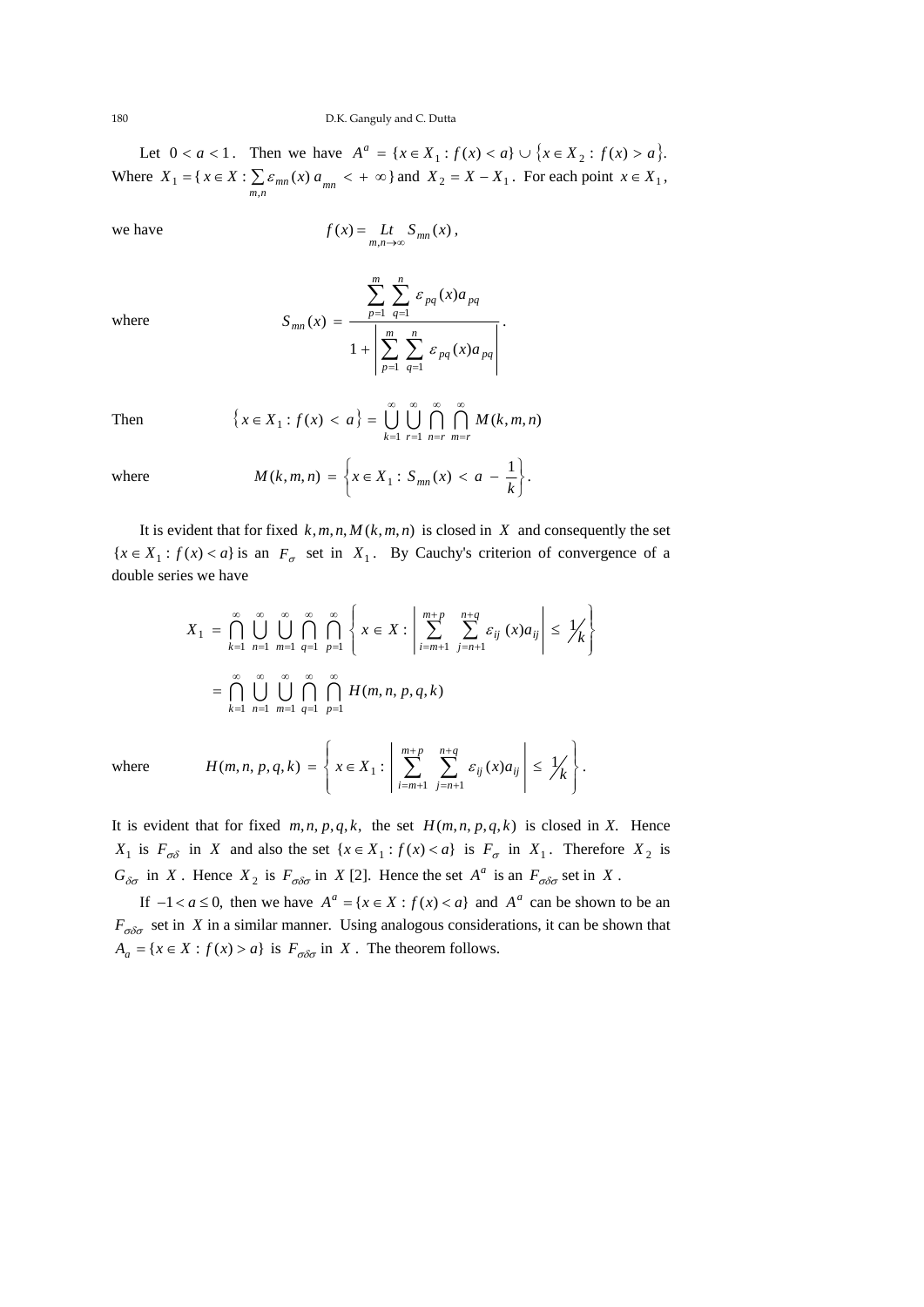Let $0 < a < 1$. Then we have $A^a = \{x \in X_1 : f(x) < a\} \cup \{x \in X_2 : f(x) > a\}$. Where $X_1 = \{x \in X : \sum_{m,n} \varepsilon_{mn}(x)\, a_{mn} < +\infty\}$ and $X_2 = X - X_1$. For each point $x \in X_1$,

we have
$$f(x) = \underset{m,n \to \infty}{Lt} S_{mn}(x),$$

where
$$S_{mn}(x) = \frac{\sum_{p=1}^{m} \sum_{q=1}^{n} \varepsilon_{pq}(x) a_{pq}}{1 + \left| \sum_{p=1}^{m} \sum_{q=1}^{n} \varepsilon_{pq}(x) a_{pq} \right|}.$$

Then
$$\{x \in X_1 : f(x) < a\} = \bigcup_{k=1}^{\infty} \bigcup_{r=1}^{\infty} \bigcap_{n=r}^{\infty} \bigcap_{m=r}^{\infty} M(k,m,n)$$

where
$$M(k,m,n) = \left\{x \in X_1 : S_{mn}(x) < a - \frac{1}{k}\right\}.$$

It is evident that for fixed $k, m, n, M(k,m,n)$ is closed in $X$ and consequently the set $\{x \in X_1 : f(x) < a\}$ is an $F_\sigma$ set in $X_1$. By Cauchy's criterion of convergence of a double series we have

$$\begin{aligned} X_1 &= \bigcap_{k=1}^{\infty} \bigcup_{n=1}^{\infty} \bigcup_{m=1}^{\infty} \bigcap_{q=1}^{\infty} \bigcap_{p=1}^{\infty} \left\{ x \in X : \left| \sum_{i=m+1}^{m+p} \sum_{j=n+1}^{n+q} \varepsilon_{ij}(x) a_{ij} \right| \le 1/k \right\} \\ &= \bigcap_{k=1}^{\infty} \bigcup_{n=1}^{\infty} \bigcup_{m=1}^{\infty} \bigcap_{q=1}^{\infty} \bigcap_{p=1}^{\infty} H(m,n,p,q,k) \end{aligned}$$

where
$$H(m,n,p,q,k) = \left\{ x \in X_1 : \left| \sum_{i=m+1}^{m+p} \sum_{j=n+1}^{n+q} \varepsilon_{ij}(x) a_{ij} \right| \le 1/k \right\}.$$

It is evident that for fixed $m, n, p, q, k,$ the set $H(m,n,p,q,k)$ is closed in $X$. Hence $X_1$ is $F_{\sigma\delta}$ in $X$ and also the set $\{x \in X_1 : f(x) < a\}$ is $F_\sigma$ in $X_1$. Therefore $X_2$ is $G_{\delta\sigma}$ in $X$. Hence $X_2$ is $F_{\sigma\delta\sigma}$ in $X$ [2]. Hence the set $A^a$ is an $F_{\sigma\delta\sigma}$ set in $X$.

If $-1 < a \le 0$, then we have $A^a = \{x \in X : f(x) < a\}$ and $A^a$ can be shown to be an $F_{\sigma\delta\sigma}$ set in $X$ in a similar manner. Using analogous considerations, it can be shown that $A_a = \{x \in X : f(x) > a\}$ is $F_{\sigma\delta\sigma}$ in $X$. The theorem follows.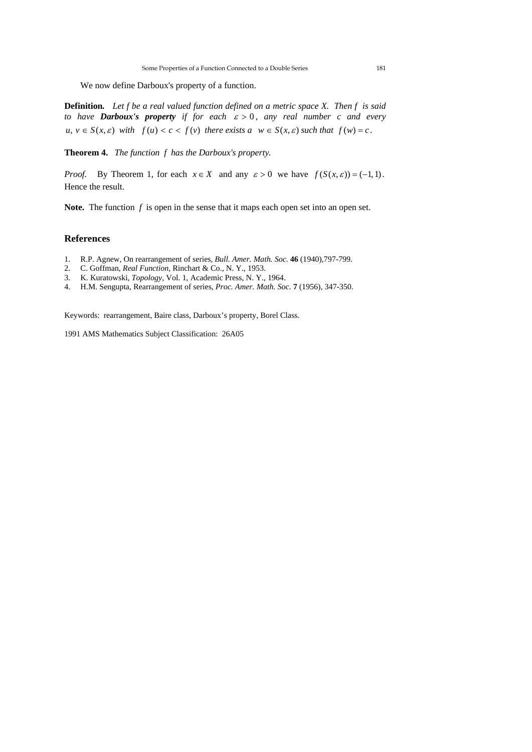We now define Darboux's property of a function.

**Definition.** *Let f be a real valued function defined on a metric space X. Then f is said to have* ***Darboux's property*** *if for each* $\varepsilon > 0$, *any real number c and every* $u, v \in S(x, \varepsilon)$ *with* $f(u) < c < f(v)$ *there exists a* $w \in S(x, \varepsilon)$ *such that* $f(w) = c$.

**Theorem 4.** *The function f has the Darboux's property.*

*Proof.* By Theorem 1, for each $x \in X$ and any $\varepsilon > 0$ we have $f(S(x, \varepsilon)) = (-1, 1)$. Hence the result.

**Note.** The function $f$ is open in the sense that it maps each open set into an open set.

## References

1. R.P. Agnew, On rearrangement of series, *Bull. Amer. Math. Soc.* **46** (1940),797-799.
2. C. Goffman, *Real Function*, Rinchart & Co., N. Y., 1953.
3. K. Kuratowski, *Topology*, Vol. 1, Academic Press, N. Y., 1964.
4. H.M. Sengupta, Rearrangement of series, *Proc. Amer. Math. Soc.* **7** (1956), 347-350.

Keywords: rearrangement, Baire class, Darboux's property, Borel Class.

1991 AMS Mathematics Subject Classification: 26A05